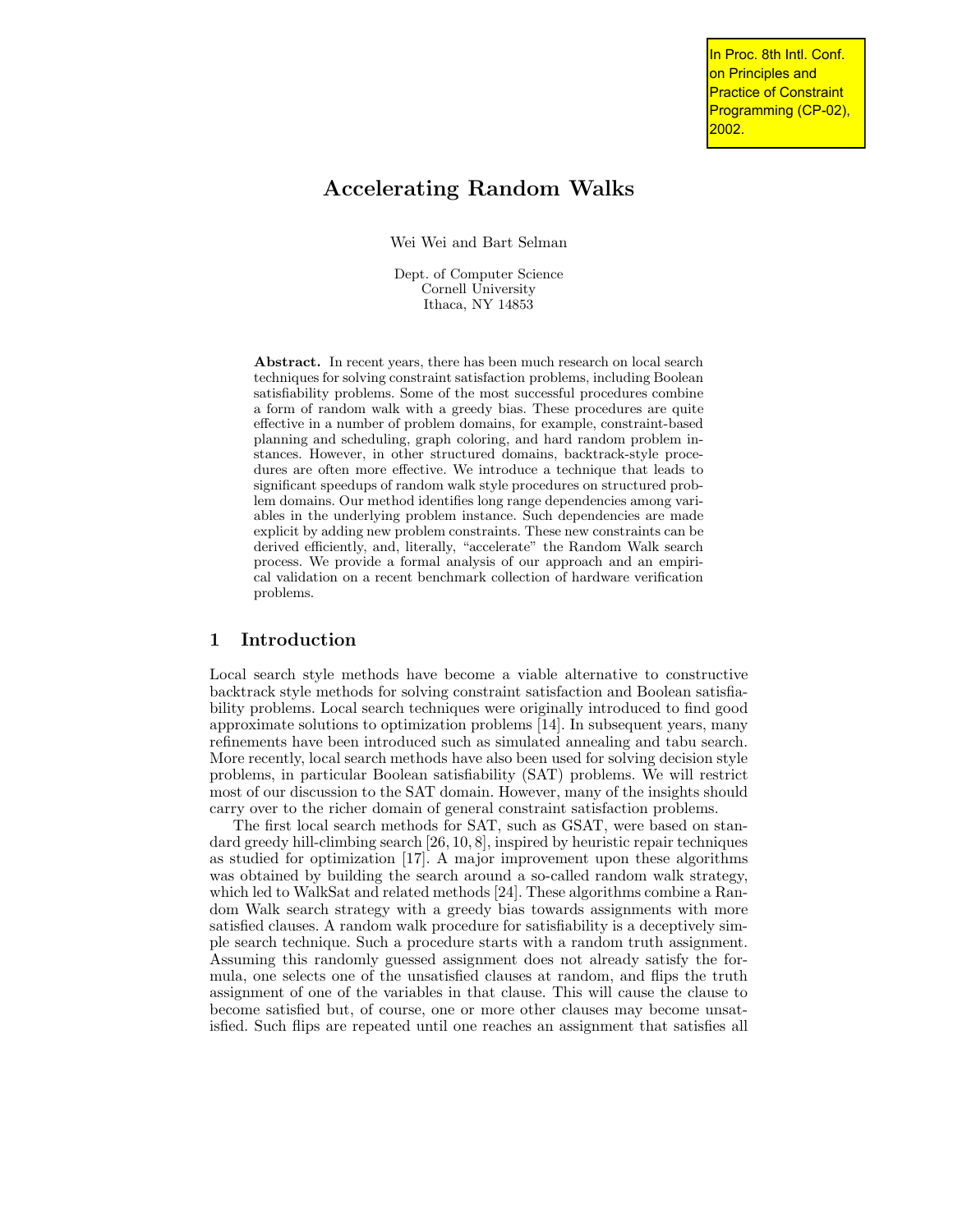In Proc. 8th Intl. Conf. on Principles and Practice of Constraint Programming (CP-02), 2002.

# Accelerating Random Walks

Wei Wei and Bart Selman

Dept. of Computer Science
Cornell University
Ithaca, NY 14853

**Abstract.** In recent years, there has been much research on local search techniques for solving constraint satisfaction problems, including Boolean satisfiability problems. Some of the most successful procedures combine a form of random walk with a greedy bias. These procedures are quite effective in a number of problem domains, for example, constraint-based planning and scheduling, graph coloring, and hard random problem instances. However, in other structured domains, backtrack-style procedures are often more effective. We introduce a technique that leads to significant speedups of random walk style procedures on structured problem domains. Our method identifies long range dependencies among variables in the underlying problem instance. Such dependencies are made explicit by adding new problem constraints. These new constraints can be derived efficiently, and, literally, "accelerate" the Random Walk search process. We provide a formal analysis of our approach and an empirical validation on a recent benchmark collection of hardware verification problems.

## 1 Introduction

Local search style methods have become a viable alternative to constructive backtrack style methods for solving constraint satisfaction and Boolean satisfiability problems. Local search techniques were originally introduced to find good approximate solutions to optimization problems [14]. In subsequent years, many refinements have been introduced such as simulated annealing and tabu search. More recently, local search methods have also been used for solving decision style problems, in particular Boolean satisfiability (SAT) problems. We will restrict most of our discussion to the SAT domain. However, many of the insights should carry over to the richer domain of general constraint satisfaction problems.

The first local search methods for SAT, such as GSAT, were based on standard greedy hill-climbing search [26, 10, 8], inspired by heuristic repair techniques as studied for optimization [17]. A major improvement upon these algorithms was obtained by building the search around a so-called random walk strategy, which led to WalkSat and related methods [24]. These algorithms combine a Random Walk search strategy with a greedy bias towards assignments with more satisfied clauses. A random walk procedure for satisfiability is a deceptively simple search technique. Such a procedure starts with a random truth assignment. Assuming this randomly guessed assignment does not already satisfy the formula, one selects one of the unsatisfied clauses at random, and flips the truth assignment of one of the variables in that clause. This will cause the clause to become satisfied but, of course, one or more other clauses may become unsatisfied. Such flips are repeated until one reaches an assignment that satisfies all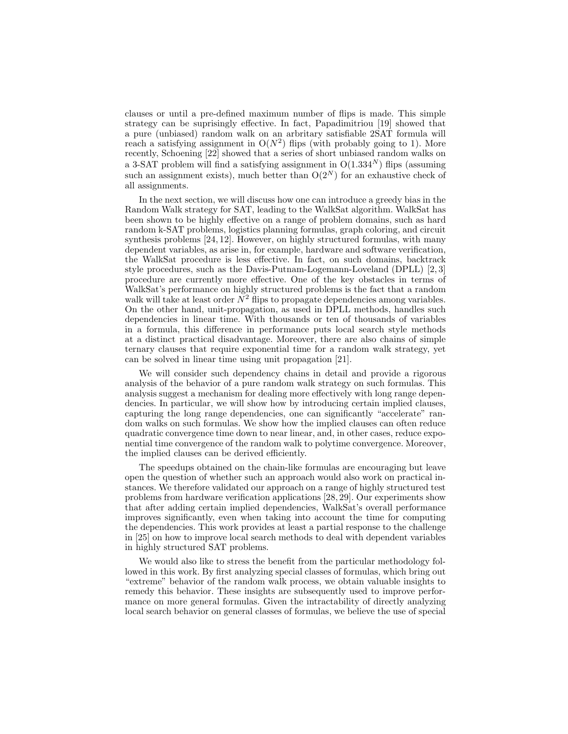clauses or until a pre-defined maximum number of flips is made. This simple strategy can be suprisingly effective. In fact, Papadimitriou [19] showed that a pure (unbiased) random walk on an arbitrary satisfiable 2SAT formula will reach a satisfying assignment in $O(N^2)$ flips (with probably going to 1). More recently, Schoening [22] showed that a series of short unbiased random walks on a 3-SAT problem will find a satisfying assignment in $O(1.334^N)$ flips (assuming such an assignment exists), much better than $O(2^N)$ for an exhaustive check of all assignments.

In the next section, we will discuss how one can introduce a greedy bias in the Random Walk strategy for SAT, leading to the WalkSat algorithm. WalkSat has been shown to be highly effective on a range of problem domains, such as hard random k-SAT problems, logistics planning formulas, graph coloring, and circuit synthesis problems [24, 12]. However, on highly structured formulas, with many dependent variables, as arise in, for example, hardware and software verification, the WalkSat procedure is less effective. In fact, on such domains, backtrack style procedures, such as the Davis-Putnam-Logemann-Loveland (DPLL) [2, 3] procedure are currently more effective. One of the key obstacles in terms of WalkSat's performance on highly structured problems is the fact that a random walk will take at least order $N^2$ flips to propagate dependencies among variables. On the other hand, unit-propagation, as used in DPLL methods, handles such dependencies in linear time. With thousands or ten of thousands of variables in a formula, this difference in performance puts local search style methods at a distinct practical disadvantage. Moreover, there are also chains of simple ternary clauses that require exponential time for a random walk strategy, yet can be solved in linear time using unit propagation [21].

We will consider such dependency chains in detail and provide a rigorous analysis of the behavior of a pure random walk strategy on such formulas. This analysis suggest a mechanism for dealing more effectively with long range dependencies. In particular, we will show how by introducing certain implied clauses, capturing the long range dependencies, one can significantly "accelerate" random walks on such formulas. We show how the implied clauses can often reduce quadratic convergence time down to near linear, and, in other cases, reduce exponential time convergence of the random walk to polytime convergence. Moreover, the implied clauses can be derived efficiently.

The speedups obtained on the chain-like formulas are encouraging but leave open the question of whether such an approach would also work on practical instances. We therefore validated our approach on a range of highly structured test problems from hardware verification applications [28, 29]. Our experiments show that after adding certain implied dependencies, WalkSat's overall performance improves significantly, even when taking into account the time for computing the dependencies. This work provides at least a partial response to the challenge in [25] on how to improve local search methods to deal with dependent variables in highly structured SAT problems.

We would also like to stress the benefit from the particular methodology followed in this work. By first analyzing special classes of formulas, which bring out "extreme" behavior of the random walk process, we obtain valuable insights to remedy this behavior. These insights are subsequently used to improve performance on more general formulas. Given the intractability of directly analyzing local search behavior on general classes of formulas, we believe the use of special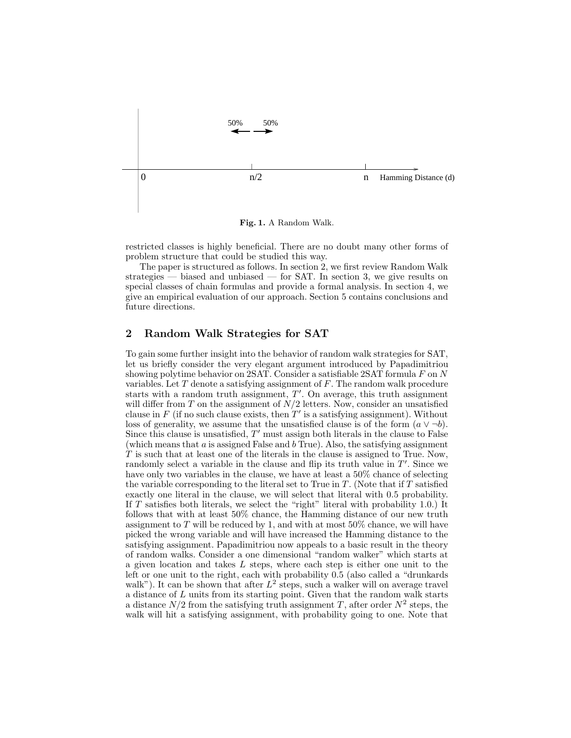**Fig. 1.** A Random Walk.

restricted classes is highly beneficial. There are no doubt many other forms of problem structure that could be studied this way.

The paper is structured as follows. In section 2, we first review Random Walk strategies — biased and unbiased — for SAT. In section 3, we give results on special classes of chain formulas and provide a formal analysis. In section 4, we give an empirical evaluation of our approach. Section 5 contains conclusions and future directions.

## 2 Random Walk Strategies for SAT

To gain some further insight into the behavior of random walk strategies for SAT, let us briefly consider the very elegant argument introduced by Papadimitriou showing polytime behavior on 2SAT. Consider a satisfiable 2SAT formula $F$ on $N$ variables. Let $T$ denote a satisfying assignment of $F$. The random walk procedure starts with a random truth assignment, $T'$. On average, this truth assignment will differ from $T$ on the assignment of $N/2$ letters. Now, consider an unsatisfied clause in $F$ (if no such clause exists, then $T'$ is a satisfying assignment). Without loss of generality, we assume that the unsatisfied clause is of the form $(a \vee \neg b)$. Since this clause is unsatisfied, $T'$ must assign both literals in the clause to False (which means that $a$ is assigned False and $b$ True). Also, the satisfying assignment $T$ is such that at least one of the literals in the clause is assigned to True. Now, randomly select a variable in the clause and flip its truth value in $T'$. Since we have only two variables in the clause, we have at least a 50% chance of selecting the variable corresponding to the literal set to True in $T$. (Note that if $T$ satisfied exactly one literal in the clause, we will select that literal with 0.5 probability. If $T$ satisfies both literals, we select the "right" literal with probability 1.0.) It follows that with at least 50% chance, the Hamming distance of our new truth assignment to $T$ will be reduced by 1, and with at most 50% chance, we will have picked the wrong variable and will have increased the Hamming distance to the satisfying assignment. Papadimitriou now appeals to a basic result in the theory of random walks. Consider a one dimensional "random walker" which starts at a given location and takes $L$ steps, where each step is either one unit to the left or one unit to the right, each with probability 0.5 (also called a "drunkards walk"). It can be shown that after $L^2$ steps, such a walker will on average travel a distance of $L$ units from its starting point. Given that the random walk starts a distance $N/2$ from the satisfying truth assignment $T$, after order $N^2$ steps, the walk will hit a satisfying assignment, with probability going to one. Note that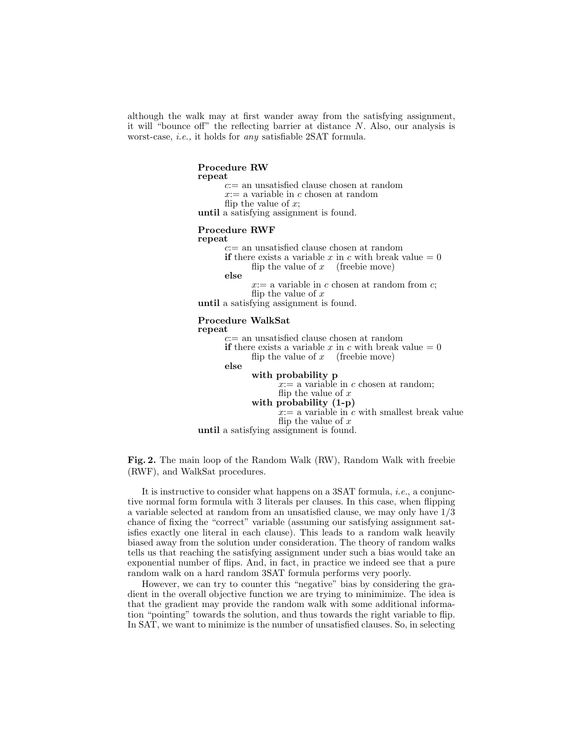although the walk may at first wander away from the satisfying assignment, it will "bounce off" the reflecting barrier at distance $N$. Also, our analysis is worst-case, *i.e.,* it holds for *any* satisfiable 2SAT formula.

```
Procedure RW
repeat
        c:= an unsatisfied clause chosen at random
        x:= a variable in c chosen at random
        flip the value of x;
until a satisfying assignment is found.

Procedure RWF
repeat
        c:= an unsatisfied clause chosen at random
        if there exists a variable x in c with break value = 0
                flip the value of x    (freebie move)
        else
                x:= a variable in c chosen at random from c;
                flip the value of x
until a satisfying assignment is found.

Procedure WalkSat
repeat
        c:= an unsatisfied clause chosen at random
        if there exists a variable x in c with break value = 0
                flip the value of x    (freebie move)
        else
                with probability p
                        x:= a variable in c chosen at random;
                        flip the value of x
                with probability (1-p)
                        x:= a variable in c with smallest break value
                        flip the value of x
until a satisfying assignment is found.
```

**Fig. 2.** The main loop of the Random Walk (RW), Random Walk with freebie (RWF), and WalkSat procedures.

It is instructive to consider what happens on a 3SAT formula, *i.e.*, a conjunctive normal form formula with 3 literals per clauses. In this case, when flipping a variable selected at random from an unsatisfied clause, we may only have $1/3$ chance of fixing the "correct" variable (assuming our satisfying assignment satisfies exactly one literal in each clause). This leads to a random walk heavily biased away from the solution under consideration. The theory of random walks tells us that reaching the satisfying assignment under such a bias would take an exponential number of flips. And, in fact, in practice we indeed see that a pure random walk on a hard random 3SAT formula performs very poorly.

However, we can try to counter this "negative" bias by considering the gradient in the overall objective function we are trying to minimimize. The idea is that the gradient may provide the random walk with some additional information "pointing" towards the solution, and thus towards the right variable to flip. In SAT, we want to minimize is the number of unsatisfied clauses. So, in selecting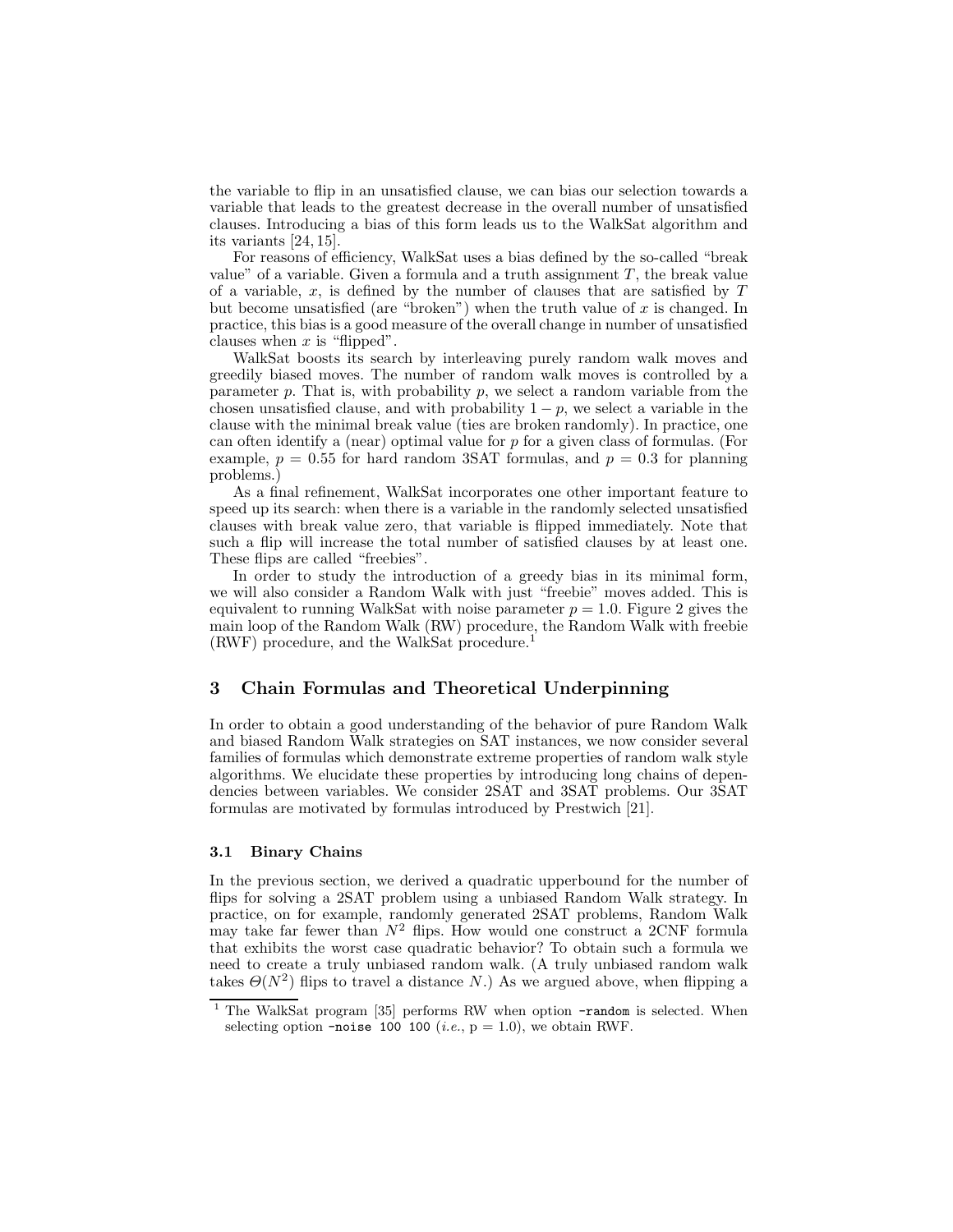the variable to flip in an unsatisfied clause, we can bias our selection towards a variable that leads to the greatest decrease in the overall number of unsatisfied clauses. Introducing a bias of this form leads us to the WalkSat algorithm and its variants [24, 15].

For reasons of efficiency, WalkSat uses a bias defined by the so-called "break value" of a variable. Given a formula and a truth assignment $T$, the break value of a variable, $x$, is defined by the number of clauses that are satisfied by $T$ but become unsatisfied (are "broken") when the truth value of $x$ is changed. In practice, this bias is a good measure of the overall change in number of unsatisfied clauses when $x$ is "flipped".

WalkSat boosts its search by interleaving purely random walk moves and greedily biased moves. The number of random walk moves is controlled by a parameter $p$. That is, with probability $p$, we select a random variable from the chosen unsatisfied clause, and with probability $1 - p$, we select a variable in the clause with the minimal break value (ties are broken randomly). In practice, one can often identify a (near) optimal value for $p$ for a given class of formulas. (For example, $p = 0.55$ for hard random 3SAT formulas, and $p = 0.3$ for planning problems.)

As a final refinement, WalkSat incorporates one other important feature to speed up its search: when there is a variable in the randomly selected unsatisfied clauses with break value zero, that variable is flipped immediately. Note that such a flip will increase the total number of satisfied clauses by at least one. These flips are called "freebies".

In order to study the introduction of a greedy bias in its minimal form, we will also consider a Random Walk with just "freebie" moves added. This is equivalent to running WalkSat with noise parameter $p = 1.0$. Figure 2 gives the main loop of the Random Walk (RW) procedure, the Random Walk with freebie (RWF) procedure, and the WalkSat procedure.[1]

## 3 Chain Formulas and Theoretical Underpinning

In order to obtain a good understanding of the behavior of pure Random Walk and biased Random Walk strategies on SAT instances, we now consider several families of formulas which demonstrate extreme properties of random walk style algorithms. We elucidate these properties by introducing long chains of dependencies between variables. We consider 2SAT and 3SAT problems. Our 3SAT formulas are motivated by formulas introduced by Prestwich [21].

### 3.1 Binary Chains

In the previous section, we derived a quadratic upperbound for the number of flips for solving a 2SAT problem using a unbiased Random Walk strategy. In practice, on for example, randomly generated 2SAT problems, Random Walk may take far fewer than $N^2$ flips. How would one construct a 2CNF formula that exhibits the worst case quadratic behavior? To obtain such a formula we need to create a truly unbiased random walk. (A truly unbiased random walk takes $\Theta(N^2)$ flips to travel a distance $N$.) As we argued above, when flipping a

[1] The WalkSat program [35] performs RW when option `-random` is selected. When selecting option `-noise 100 100` (*i.e.*, p = 1.0), we obtain RWF.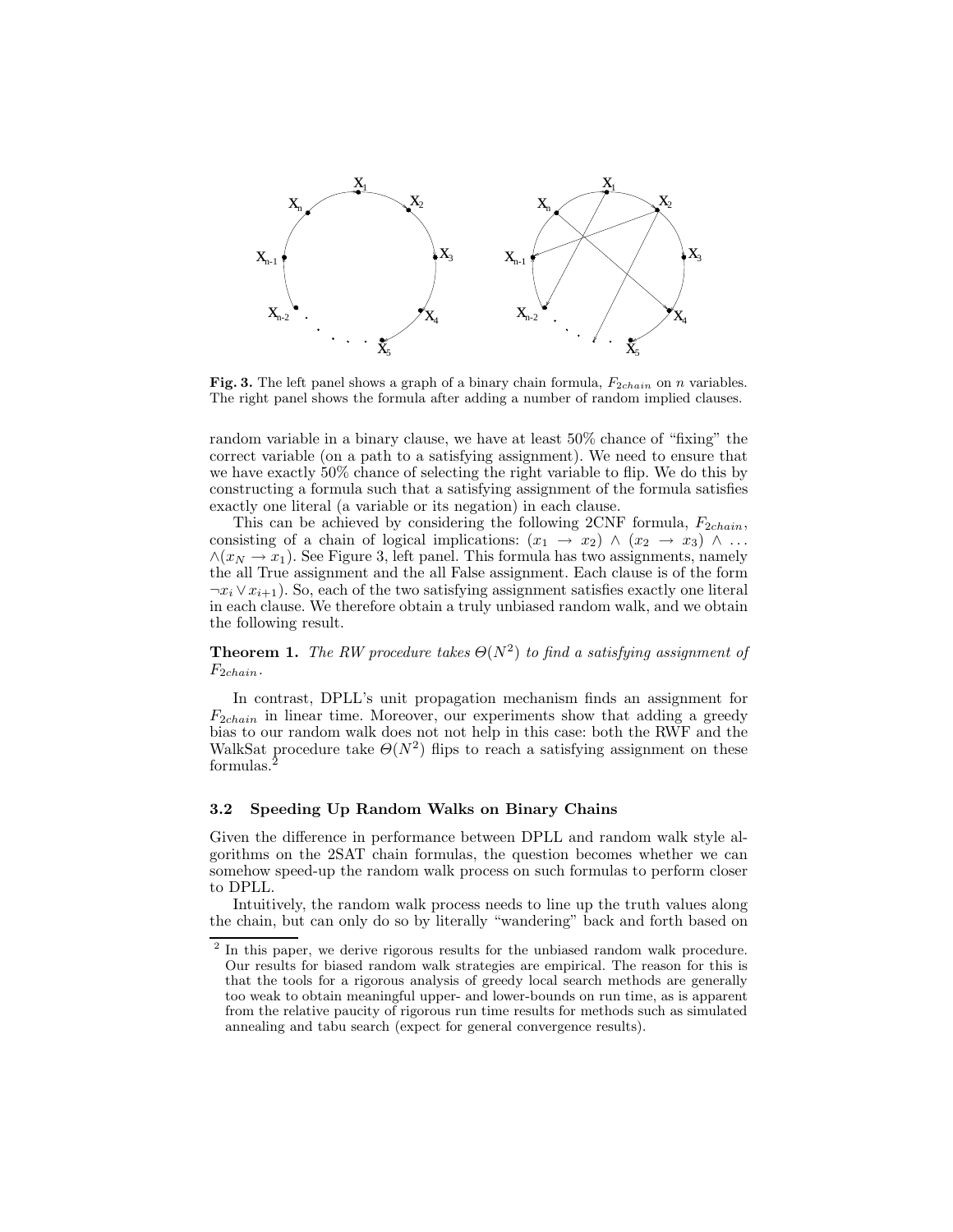**Fig. 3.** The left panel shows a graph of a binary chain formula, $F_{2chain}$ on $n$ variables. The right panel shows the formula after adding a number of random implied clauses.

random variable in a binary clause, we have at least 50% chance of "fixing" the correct variable (on a path to a satisfying assignment). We need to ensure that we have exactly 50% chance of selecting the right variable to flip. We do this by constructing a formula such that a satisfying assignment of the formula satisfies exactly one literal (a variable or its negation) in each clause.

This can be achieved by considering the following 2CNF formula, $F_{2chain}$, consisting of a chain of logical implications: $(x_1 \rightarrow x_2) \wedge (x_2 \rightarrow x_3) \wedge \ldots \wedge (x_N \rightarrow x_1)$. See Figure 3, left panel. This formula has two assignments, namely the all True assignment and the all False assignment. Each clause is of the form $\neg x_i \vee x_{i+1})$. So, each of the two satisfying assignment satisfies exactly one literal in each clause. We therefore obtain a truly unbiased random walk, and we obtain the following result.

**Theorem 1.** *The RW procedure takes $\Theta(N^2)$ to find a satisfying assignment of $F_{2chain}$.*

In contrast, DPLL's unit propagation mechanism finds an assignment for $F_{2chain}$ in linear time. Moreover, our experiments show that adding a greedy bias to our random walk does not not help in this case: both the RWF and the WalkSat procedure take $\Theta(N^2)$ flips to reach a satisfying assignment on these formulas.[2]

### 3.2 Speeding Up Random Walks on Binary Chains

Given the difference in performance between DPLL and random walk style algorithms on the 2SAT chain formulas, the question becomes whether we can somehow speed-up the random walk process on such formulas to perform closer to DPLL.

Intuitively, the random walk process needs to line up the truth values along the chain, but can only do so by literally "wandering" back and forth based on

[2] In this paper, we derive rigorous results for the unbiased random walk procedure. Our results for biased random walk strategies are empirical. The reason for this is that the tools for a rigorous analysis of greedy local search methods are generally too weak to obtain meaningful upper- and lower-bounds on run time, as is apparent from the relative paucity of rigorous run time results for methods such as simulated annealing and tabu search (expect for general convergence results).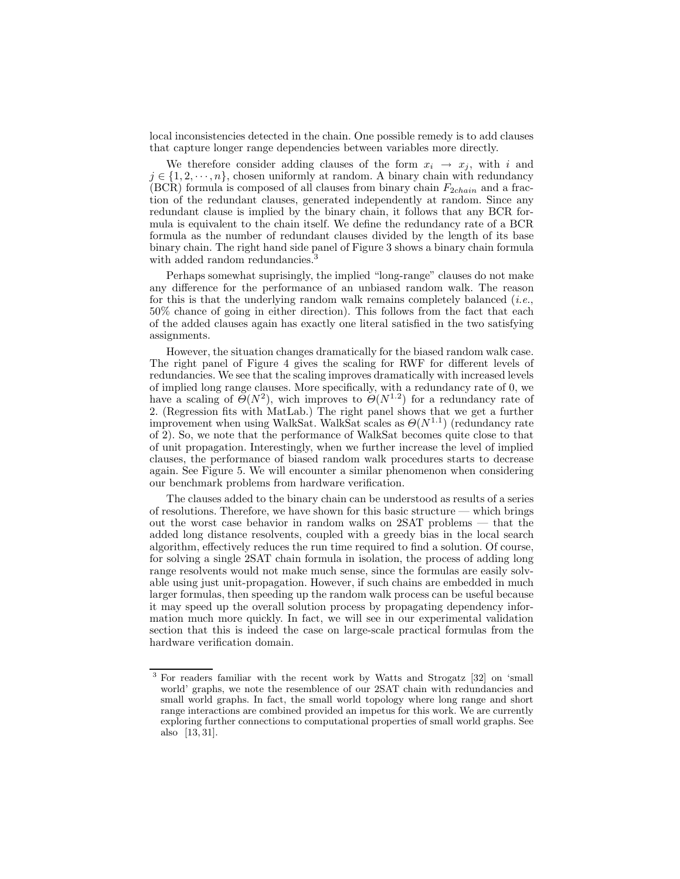local inconsistencies detected in the chain. One possible remedy is to add clauses that capture longer range dependencies between variables more directly.

We therefore consider adding clauses of the form $x_i \rightarrow x_j$, with $i$ and $j \in \{1, 2, \cdots, n\}$, chosen uniformly at random. A binary chain with redundancy (BCR) formula is composed of all clauses from binary chain $F_{2chain}$ and a fraction of the redundant clauses, generated independently at random. Since any redundant clause is implied by the binary chain, it follows that any BCR formula is equivalent to the chain itself. We define the redundancy rate of a BCR formula as the number of redundant clauses divided by the length of its base binary chain. The right hand side panel of Figure 3 shows a binary chain formula with added random redundancies.[3]

Perhaps somewhat suprisingly, the implied "long-range" clauses do not make any difference for the performance of an unbiased random walk. The reason for this is that the underlying random walk remains completely balanced (*i.e.*, 50% chance of going in either direction). This follows from the fact that each of the added clauses again has exactly one literal satisfied in the two satisfying assignments.

However, the situation changes dramatically for the biased random walk case. The right panel of Figure 4 gives the scaling for RWF for different levels of redundancies. We see that the scaling improves dramatically with increased levels of implied long range clauses. More specifically, with a redundancy rate of 0, we have a scaling of $\Theta(N^2)$, wich improves to $\Theta(N^{1.2})$ for a redundancy rate of 2. (Regression fits with MatLab.) The right panel shows that we get a further improvement when using WalkSat. WalkSat scales as $\Theta(N^{1.1})$ (redundancy rate of 2). So, we note that the performance of WalkSat becomes quite close to that of unit propagation. Interestingly, when we further increase the level of implied clauses, the performance of biased random walk procedures starts to decrease again. See Figure 5. We will encounter a similar phenomenon when considering our benchmark problems from hardware verification.

The clauses added to the binary chain can be understood as results of a series of resolutions. Therefore, we have shown for this basic structure — which brings out the worst case behavior in random walks on 2SAT problems — that the added long distance resolvents, coupled with a greedy bias in the local search algorithm, effectively reduces the run time required to find a solution. Of course, for solving a single 2SAT chain formula in isolation, the process of adding long range resolvents would not make much sense, since the formulas are easily solvable using just unit-propagation. However, if such chains are embedded in much larger formulas, then speeding up the random walk process can be useful because it may speed up the overall solution process by propagating dependency information much more quickly. In fact, we will see in our experimental validation section that this is indeed the case on large-scale practical formulas from the hardware verification domain.

[3] For readers familiar with the recent work by Watts and Strogatz [32] on 'small world' graphs, we note the resemblence of our 2SAT chain with redundancies and small world graphs. In fact, the small world topology where long range and short range interactions are combined provided an impetus for this work. We are currently exploring further connections to computational properties of small world graphs. See also [13, 31].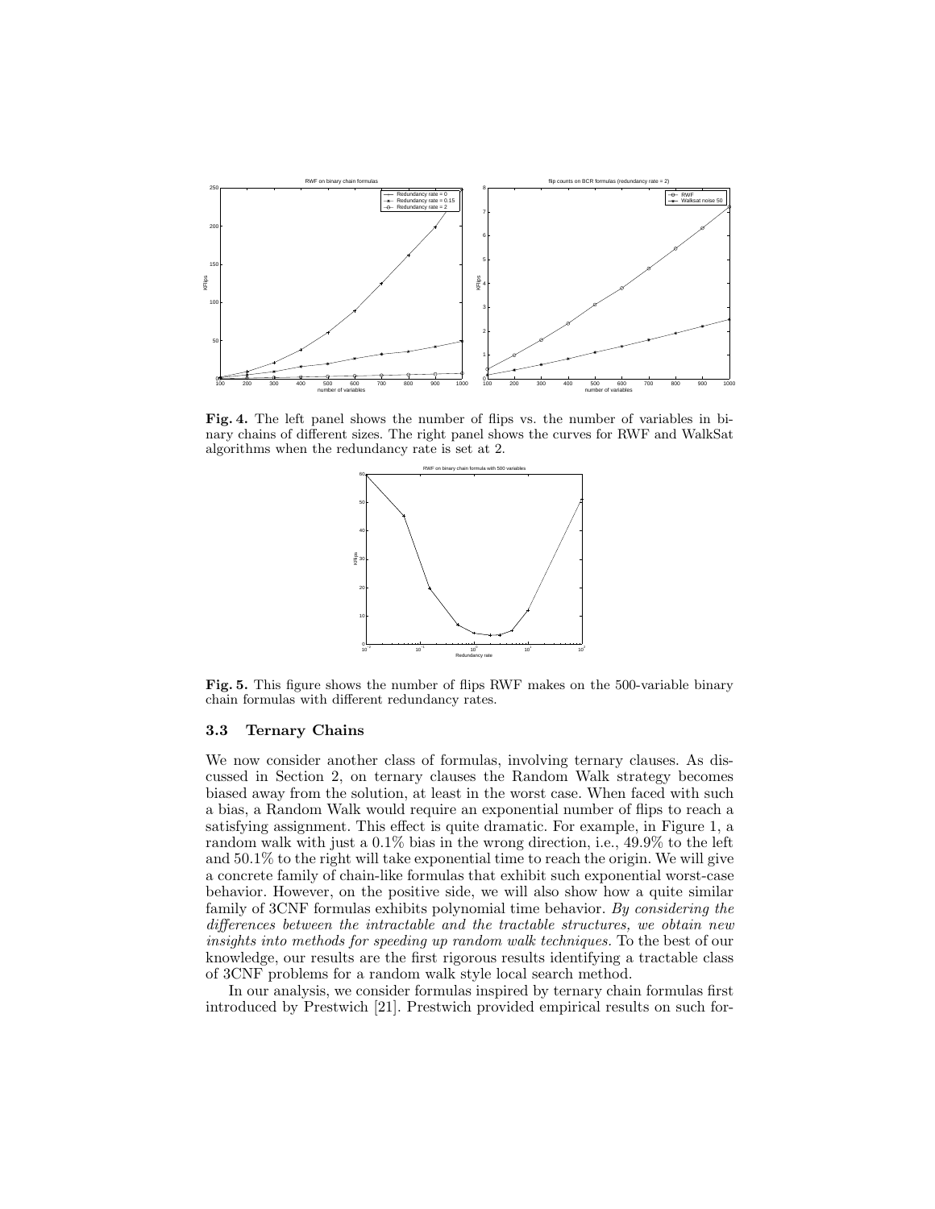**Fig. 4.** The left panel shows the number of flips vs. the number of variables in binary chains of different sizes. The right panel shows the curves for RWF and WalkSat algorithms when the redundancy rate is set at 2.

**Fig. 5.** This figure shows the number of flips RWF makes on the 500-variable binary chain formulas with different redundancy rates.

### 3.3 Ternary Chains

We now consider another class of formulas, involving ternary clauses. As discussed in Section 2, on ternary clauses the Random Walk strategy becomes biased away from the solution, at least in the worst case. When faced with such a bias, a Random Walk would require an exponential number of flips to reach a satisfying assignment. This effect is quite dramatic. For example, in Figure 1, a random walk with just a 0.1% bias in the wrong direction, i.e., 49.9% to the left and 50.1% to the right will take exponential time to reach the origin. We will give a concrete family of chain-like formulas that exhibit such exponential worst-case behavior. However, on the positive side, we will also show how a quite similar family of 3CNF formulas exhibits polynomial time behavior. *By considering the differences between the intractable and the tractable structures, we obtain new insights into methods for speeding up random walk techniques.* To the best of our knowledge, our results are the first rigorous results identifying a tractable class of 3CNF problems for a random walk style local search method.

In our analysis, we consider formulas inspired by ternary chain formulas first introduced by Prestwich [21]. Prestwich provided empirical results on such for-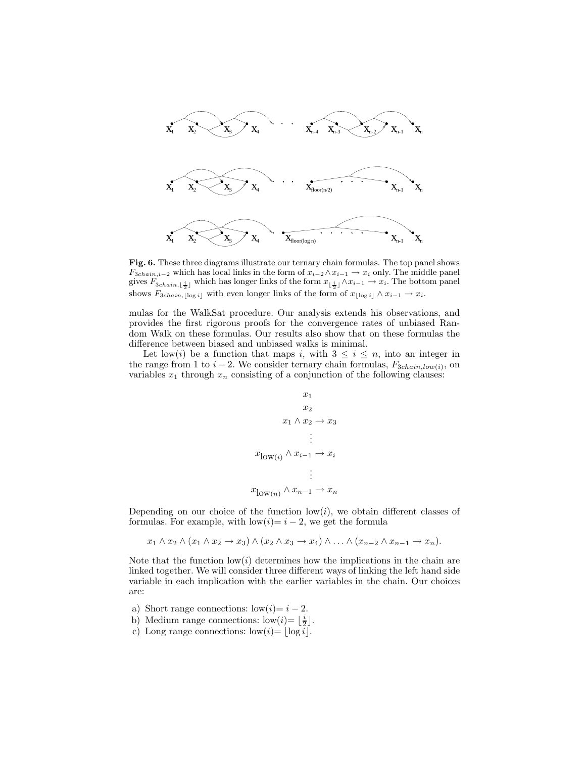**Fig. 6.** These three diagrams illustrate our ternary chain formulas. The top panel shows $F_{3chain,i-2}$ which has local links in the form of $x_{i-2} \wedge x_{i-1} \rightarrow x_i$ only. The middle panel gives $F_{3chain,\lfloor \frac{i}{2} \rfloor}$ which has longer links of the form $x_{\lfloor \frac{i}{2} \rfloor} \wedge x_{i-1} \rightarrow x_i$. The bottom panel shows $F_{3chain,\lfloor \log i \rfloor}$ with even longer links of the form of $x_{\lfloor \log i \rfloor} \wedge x_{i-1} \rightarrow x_i$.

mulas for the WalkSat procedure. Our analysis extends his observations, and provides the first rigorous proofs for the convergence rates of unbiased Random Walk on these formulas. Our results also show that on these formulas the difference between biased and unbiased walks is minimal.

Let low($i$) be a function that maps $i$, with $3 \leq i \leq n$, into an integer in the range from 1 to $i-2$. We consider ternary chain formulas, $F_{3chain,low(i)}$, on variables $x_1$ through $x_n$ consisting of a conjunction of the following clauses:

$$x_1$$
$$x_2$$
$$x_1 \wedge x_2 \rightarrow x_3$$
$$\vdots$$
$$x_{\text{low}(i)} \wedge x_{i-1} \rightarrow x_i$$
$$\vdots$$
$$x_{\text{low}(n)} \wedge x_{n-1} \rightarrow x_n$$

Depending on our choice of the function low($i$), we obtain different classes of formulas. For example, with low($i$)= $i-2$, we get the formula

$$x_1 \wedge x_2 \wedge (x_1 \wedge x_2 \rightarrow x_3) \wedge (x_2 \wedge x_3 \rightarrow x_4) \wedge \ldots \wedge (x_{n-2} \wedge x_{n-1} \rightarrow x_n).$$

Note that the function low($i$) determines how the implications in the chain are linked together. We will consider three different ways of linking the left hand side variable in each implication with the earlier variables in the chain. Our choices are:

a) Short range connections: low($i$)= $i-2$.
b) Medium range connections: low($i$)= $\lfloor \frac{i}{2} \rfloor$.
c) Long range connections: low($i$)= $\lfloor \log i \rfloor$.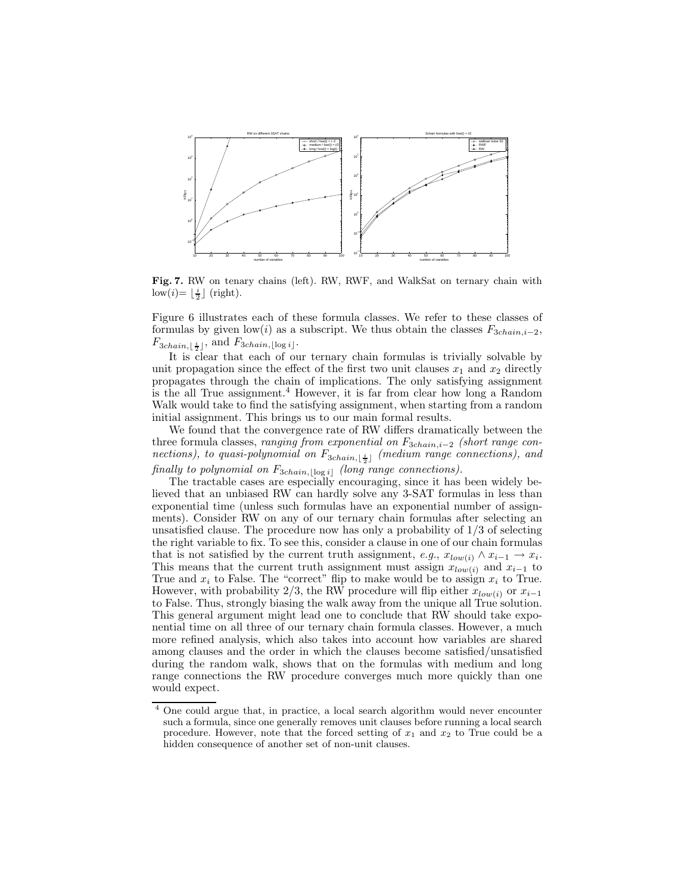**Fig. 7.** RW on tenary chains (left). RW, RWF, and WalkSat on ternary chain with $\text{low}(i) = \lfloor \frac{i}{2} \rfloor$ (right).

Figure 6 illustrates each of these formula classes. We refer to these classes of formulas by given low($i$) as a subscript. We thus obtain the classes $F_{3chain,i-2}$, $F_{3chain,\lfloor \frac{i}{2} \rfloor}$, and $F_{3chain,\lfloor \log i \rfloor}$.

It is clear that each of our ternary chain formulas is trivially solvable by unit propagation since the effect of the first two unit clauses $x_1$ and $x_2$ directly propagates through the chain of implications. The only satisfying assignment is the all True assignment.[4] However, it is far from clear how long a Random Walk would take to find the satisfying assignment, when starting from a random initial assignment. This brings us to our main formal results.

We found that the convergence rate of RW differs dramatically between the three formula classes, *ranging from exponential on $F_{3chain,i-2}$ (short range connections), to quasi-polynomial on $F_{3chain,\lfloor \frac{i}{2} \rfloor}$ (medium range connections), and finally to polynomial on $F_{3chain,\lfloor \log i \rfloor}$ (long range connections).*

The tractable cases are especially encouraging, since it has been widely believed that an unbiased RW can hardly solve any 3-SAT formulas in less than exponential time (unless such formulas have an exponential number of assignments). Consider RW on any of our ternary chain formulas after selecting an unsatisfied clause. The procedure now has only a probability of 1/3 of selecting the right variable to fix. To see this, consider a clause in one of our chain formulas that is not satisfied by the current truth assignment, *e.g.*, $x_{low(i)} \wedge x_{i-1} \rightarrow x_i$. This means that the current truth assignment must assign $x_{low(i)}$ and $x_{i-1}$ to True and $x_i$ to False. The "correct" flip to make would be to assign $x_i$ to True. However, with probability 2/3, the RW procedure will flip either $x_{low(i)}$ or $x_{i-1}$ to False. Thus, strongly biasing the walk away from the unique all True solution. This general argument might lead one to conclude that RW should take exponential time on all three of our ternary chain formula classes. However, a much more refined analysis, which also takes into account how variables are shared among clauses and the order in which the clauses become satisfied/unsatisfied during the random walk, shows that on the formulas with medium and long range connections the RW procedure converges much more quickly than one would expect.

[4] One could argue that, in practice, a local search algorithm would never encounter such a formula, since one generally removes unit clauses before running a local search procedure. However, note that the forced setting of $x_1$ and $x_2$ to True could be a hidden consequence of another set of non-unit clauses.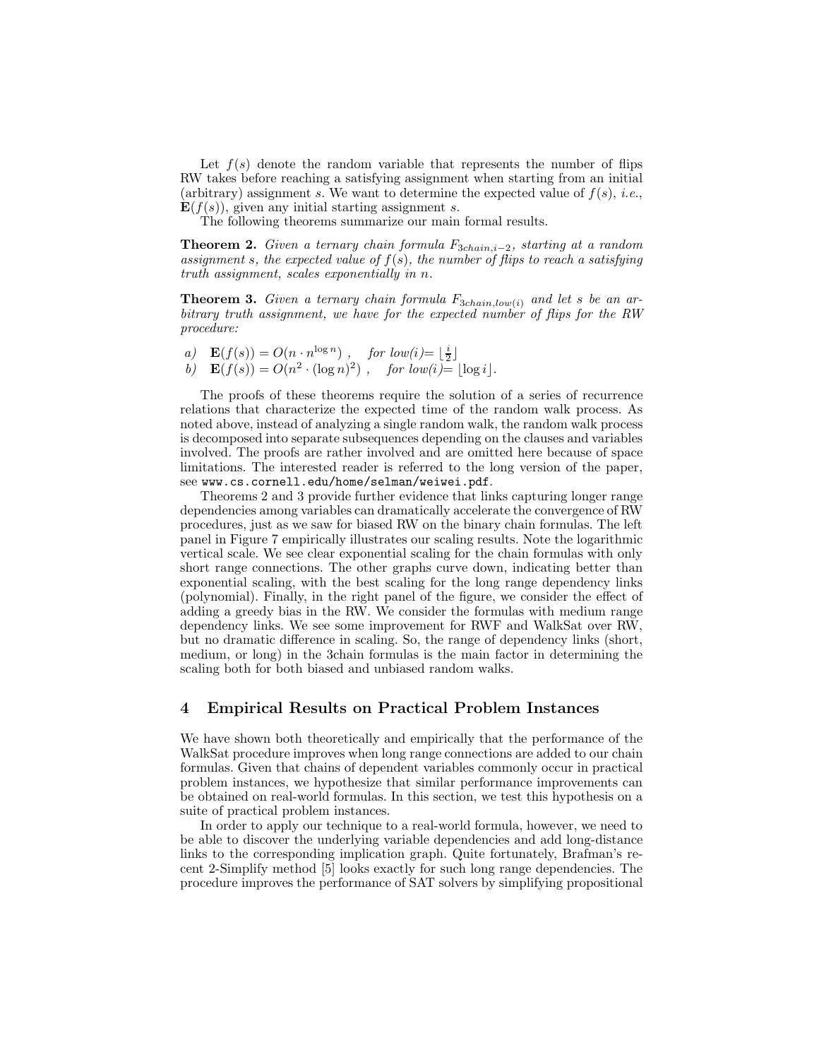Let $f(s)$ denote the random variable that represents the number of flips RW takes before reaching a satisfying assignment when starting from an initial (arbitrary) assignment $s$. We want to determine the expected value of $f(s)$, *i.e.*, $\mathbf{E}(f(s))$, given any initial starting assignment $s$.

The following theorems summarize our main formal results.

**Theorem 2.** *Given a ternary chain formula $F_{3chain,i-2}$, starting at a random assignment $s$, the expected value of $f(s)$, the number of flips to reach a satisfying truth assignment, scales exponentially in $n$.*

**Theorem 3.** *Given a ternary chain formula $F_{3chain,low(i)}$ and let $s$ be an arbitrary truth assignment, we have for the expected number of flips for the RW procedure:*

*a)* $\mathbf{E}(f(s)) = O(n \cdot n^{\log n})$ , *for low(i)=* $\lfloor \frac{i}{2} \rfloor$

*b)* $\mathbf{E}(f(s)) = O(n^2 \cdot (\log n)^2)$ , *for low(i)=* $\lfloor \log i \rfloor$.

The proofs of these theorems require the solution of a series of recurrence relations that characterize the expected time of the random walk process. As noted above, instead of analyzing a single random walk, the random walk process is decomposed into separate subsequences depending on the clauses and variables involved. The proofs are rather involved and are omitted here because of space limitations. The interested reader is referred to the long version of the paper, see `www.cs.cornell.edu/home/selman/weiwei.pdf`.

Theorems 2 and 3 provide further evidence that links capturing longer range dependencies among variables can dramatically accelerate the convergence of RW procedures, just as we saw for biased RW on the binary chain formulas. The left panel in Figure 7 empirically illustrates our scaling results. Note the logarithmic vertical scale. We see clear exponential scaling for the chain formulas with only short range connections. The other graphs curve down, indicating better than exponential scaling, with the best scaling for the long range dependency links (polynomial). Finally, in the right panel of the figure, we consider the effect of adding a greedy bias in the RW. We consider the formulas with medium range dependency links. We see some improvement for RWF and WalkSat over RW, but no dramatic difference in scaling. So, the range of dependency links (short, medium, or long) in the 3chain formulas is the main factor in determining the scaling both for both biased and unbiased random walks.

## 4 Empirical Results on Practical Problem Instances

We have shown both theoretically and empirically that the performance of the WalkSat procedure improves when long range connections are added to our chain formulas. Given that chains of dependent variables commonly occur in practical problem instances, we hypothesize that similar performance improvements can be obtained on real-world formulas. In this section, we test this hypothesis on a suite of practical problem instances.

In order to apply our technique to a real-world formula, however, we need to be able to discover the underlying variable dependencies and add long-distance links to the corresponding implication graph. Quite fortunately, Brafman's recent 2-Simplify method [5] looks exactly for such long range dependencies. The procedure improves the performance of SAT solvers by simplifying propositional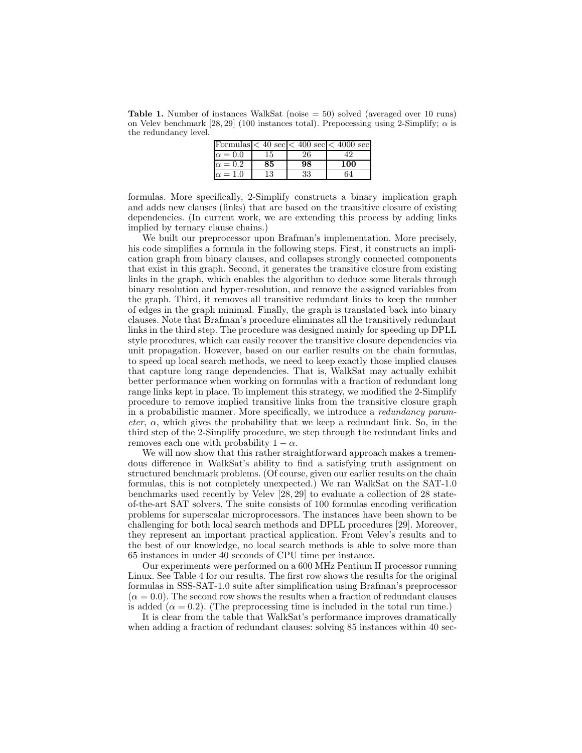**Table 1.** Number of instances WalkSat (noise = 50) solved (averaged over 10 runs) on Velev benchmark [28, 29] (100 instances total). Prepocessing using 2-Simplify; $\alpha$ is the redundancy level.

| Formulas | < 40 sec | < 400 sec | < 4000 sec |
|---|---|---|---|
| $\alpha = 0.0$ | 15 | 26 | 42 |
| $\alpha = 0.2$ | **85** | **98** | **100** |
| $\alpha = 1.0$ | 13 | 33 | 64 |

formulas. More specifically, 2-Simplify constructs a binary implication graph and adds new clauses (links) that are based on the transitive closure of existing dependencies. (In current work, we are extending this process by adding links implied by ternary clause chains.)

We built our preprocessor upon Brafman's implementation. More precisely, his code simplifies a formula in the following steps. First, it constructs an implication graph from binary clauses, and collapses strongly connected components that exist in this graph. Second, it generates the transitive closure from existing links in the graph, which enables the algorithm to deduce some literals through binary resolution and hyper-resolution, and remove the assigned variables from the graph. Third, it removes all transitive redundant links to keep the number of edges in the graph minimal. Finally, the graph is translated back into binary clauses. Note that Brafman's procedure eliminates all the transitively redundant links in the third step. The procedure was designed mainly for speeding up DPLL style procedures, which can easily recover the transitive closure dependencies via unit propagation. However, based on our earlier results on the chain formulas, to speed up local search methods, we need to keep exactly those implied clauses that capture long range dependencies. That is, WalkSat may actually exhibit better performance when working on formulas with a fraction of redundant long range links kept in place. To implement this strategy, we modified the 2-Simplify procedure to remove implied transitive links from the transitive closure graph in a probabilistic manner. More specifically, we introduce a *redundancy parameter*, $\alpha$, which gives the probability that we keep a redundant link. So, in the third step of the 2-Simplify procedure, we step through the redundant links and removes each one with probability $1 - \alpha$.

We will now show that this rather straightforward approach makes a tremendous difference in WalkSat's ability to find a satisfying truth assignment on structured benchmark problems. (Of course, given our earlier results on the chain formulas, this is not completely unexpected.) We ran WalkSat on the SAT-1.0 benchmarks used recently by Velev [28, 29] to evaluate a collection of 28 state-of-the-art SAT solvers. The suite consists of 100 formulas encoding verification problems for superscalar microprocessors. The instances have been shown to be challenging for both local search methods and DPLL procedures [29]. Moreover, they represent an important practical application. From Velev's results and to the best of our knowledge, no local search methods is able to solve more than 65 instances in under 40 seconds of CPU time per instance.

Our experiments were performed on a 600 MHz Pentium II processor running Linux. See Table 4 for our results. The first row shows the results for the original formulas in SSS-SAT-1.0 suite after simplification using Brafman's preprocessor ($\alpha = 0.0$). The second row shows the results when a fraction of redundant clauses is added ($\alpha = 0.2$). (The preprocessing time is included in the total run time.)

It is clear from the table that WalkSat's performance improves dramatically when adding a fraction of redundant clauses: solving 85 instances within 40 sec-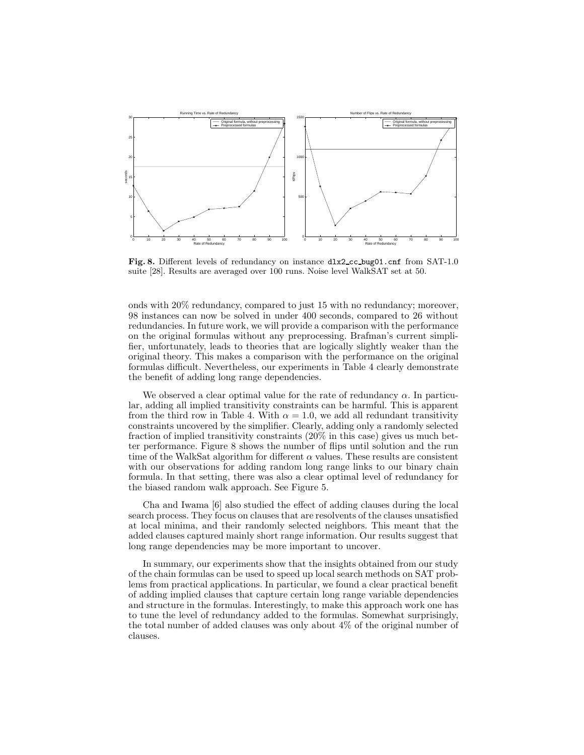**Fig. 8.** Different levels of redundancy on instance `dlx2_cc_bug01.cnf` from SAT-1.0 suite [28]. Results are averaged over 100 runs. Noise level WalkSAT set at 50.

onds with 20% redundancy, compared to just 15 with no redundancy; moreover, 98 instances can now be solved in under 400 seconds, compared to 26 without redundancies. In future work, we will provide a comparison with the performance on the original formulas without any preprocessing. Brafman's current simplifier, unfortunately, leads to theories that are logically slightly weaker than the original theory. This makes a comparison with the performance on the original formulas difficult. Nevertheless, our experiments in Table 4 clearly demonstrate the benefit of adding long range dependencies.

We observed a clear optimal value for the rate of redundancy $\alpha$. In particular, adding all implied transitivity constraints can be harmful. This is apparent from the third row in Table 4. With $\alpha = 1.0$, we add all redundant transitivity constraints uncovered by the simplifier. Clearly, adding only a randomly selected fraction of implied transitivity constraints (20% in this case) gives us much better performance. Figure 8 shows the number of flips until solution and the run time of the WalkSat algorithm for different $\alpha$ values. These results are consistent with our observations for adding random long range links to our binary chain formula. In that setting, there was also a clear optimal level of redundancy for the biased random walk approach. See Figure 5.

Cha and Iwama [6] also studied the effect of adding clauses during the local search process. They focus on clauses that are resolvents of the clauses unsatisfied at local minima, and their randomly selected neighbors. This meant that the added clauses captured mainly short range information. Our results suggest that long range dependencies may be more important to uncover.

In summary, our experiments show that the insights obtained from our study of the chain formulas can be used to speed up local search methods on SAT problems from practical applications. In particular, we found a clear practical benefit of adding implied clauses that capture certain long range variable dependencies and structure in the formulas. Interestingly, to make this approach work one has to tune the level of redundancy added to the formulas. Somewhat surprisingly, the total number of added clauses was only about 4% of the original number of clauses.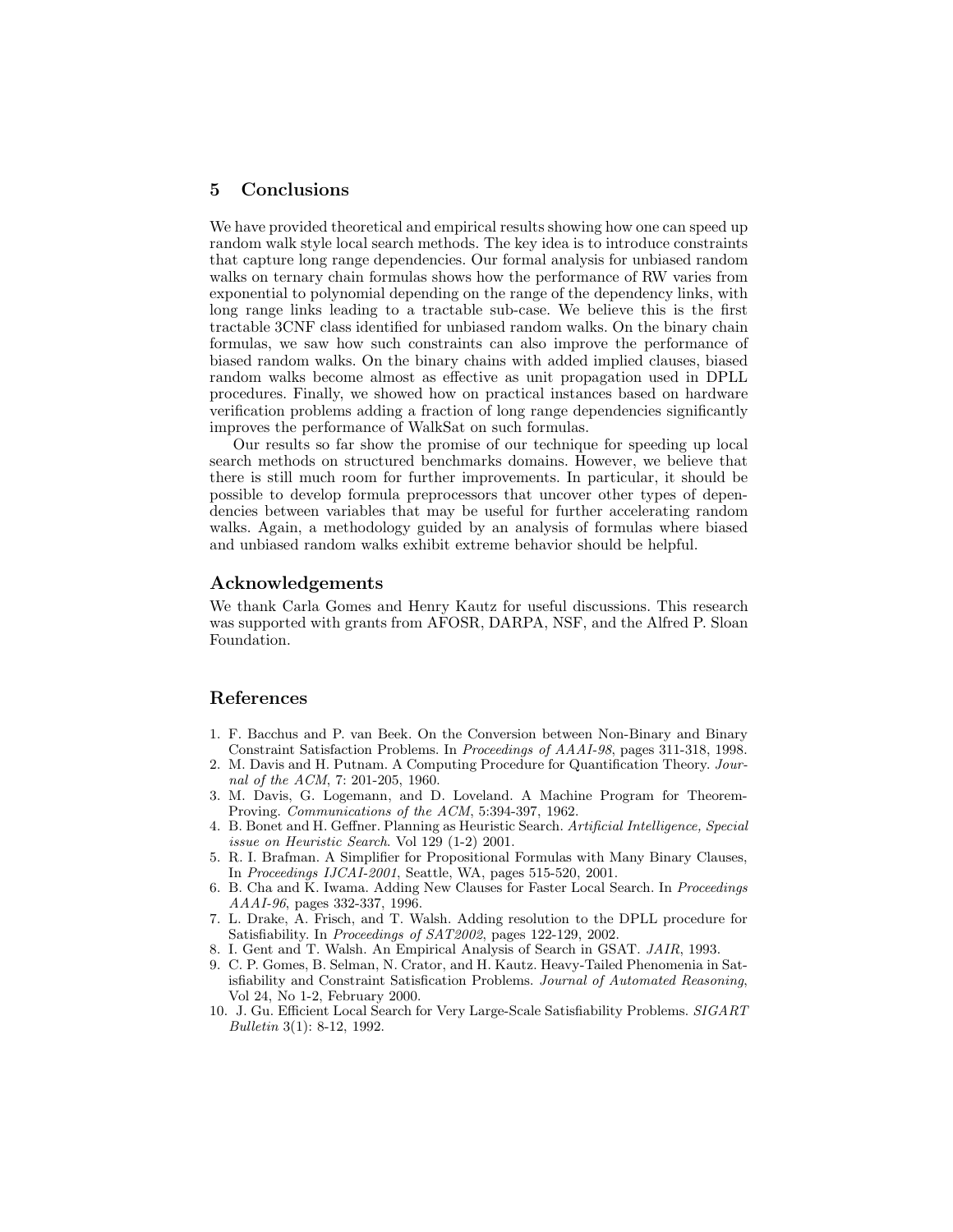## 5 Conclusions

We have provided theoretical and empirical results showing how one can speed up random walk style local search methods. The key idea is to introduce constraints that capture long range dependencies. Our formal analysis for unbiased random walks on ternary chain formulas shows how the performance of RW varies from exponential to polynomial depending on the range of the dependency links, with long range links leading to a tractable sub-case. We believe this is the first tractable 3CNF class identified for unbiased random walks. On the binary chain formulas, we saw how such constraints can also improve the performance of biased random walks. On the binary chains with added implied clauses, biased random walks become almost as effective as unit propagation used in DPLL procedures. Finally, we showed how on practical instances based on hardware verification problems adding a fraction of long range dependencies significantly improves the performance of WalkSat on such formulas.

Our results so far show the promise of our technique for speeding up local search methods on structured benchmarks domains. However, we believe that there is still much room for further improvements. In particular, it should be possible to develop formula preprocessors that uncover other types of dependencies between variables that may be useful for further accelerating random walks. Again, a methodology guided by an analysis of formulas where biased and unbiased random walks exhibit extreme behavior should be helpful.

## Acknowledgements

We thank Carla Gomes and Henry Kautz for useful discussions. This research was supported with grants from AFOSR, DARPA, NSF, and the Alfred P. Sloan Foundation.

## References

1. F. Bacchus and P. van Beek. On the Conversion between Non-Binary and Binary Constraint Satisfaction Problems. In *Proceedings of AAAI-98*, pages 311-318, 1998.
2. M. Davis and H. Putnam. A Computing Procedure for Quantification Theory. *Journal of the ACM*, 7: 201-205, 1960.
3. M. Davis, G. Logemann, and D. Loveland. A Machine Program for Theorem-Proving. *Communications of the ACM*, 5:394-397, 1962.
4. B. Bonet and H. Geffner. Planning as Heuristic Search. *Artificial Intelligence, Special issue on Heuristic Search*. Vol 129 (1-2) 2001.
5. R. I. Brafman. A Simplifier for Propositional Formulas with Many Binary Clauses, In *Proceedings IJCAI-2001*, Seattle, WA, pages 515-520, 2001.
6. B. Cha and K. Iwama. Adding New Clauses for Faster Local Search. In *Proceedings AAAI-96*, pages 332-337, 1996.
7. L. Drake, A. Frisch, and T. Walsh. Adding resolution to the DPLL procedure for Satisfiability. In *Proceedings of SAT2002*, pages 122-129, 2002.
8. I. Gent and T. Walsh. An Empirical Analysis of Search in GSAT. *JAIR*, 1993.
9. C. P. Gomes, B. Selman, N. Crator, and H. Kautz. Heavy-Tailed Phenomenia in Satisfiability and Constraint Satisfication Problems. *Journal of Automated Reasoning*, Vol 24, No 1-2, February 2000.
10. J. Gu. Efficient Local Search for Very Large-Scale Satisfiability Problems. *SIGART Bulletin* 3(1): 8-12, 1992.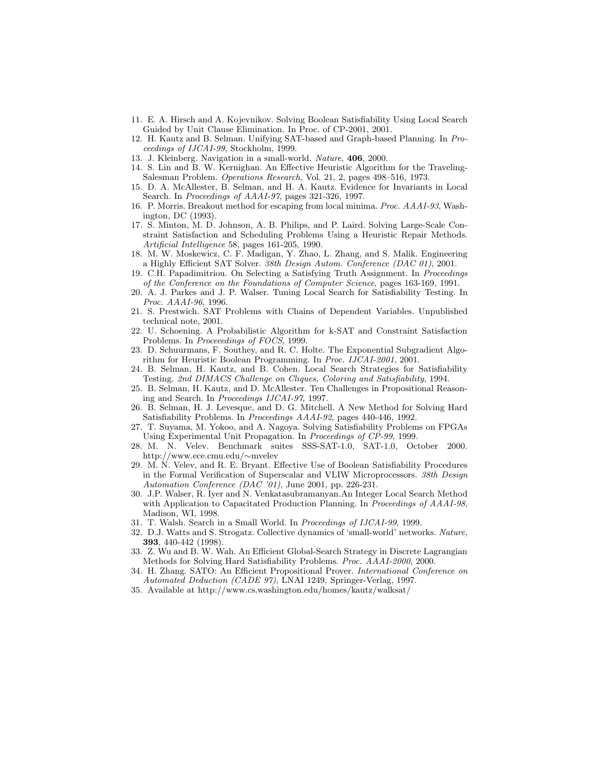11. E. A. Hirsch and A. Kojevnikov. Solving Boolean Satisfiability Using Local Search Guided by Unit Clause Elimination. In Proc. of CP-2001, 2001.
12. H. Kautz and B. Selman. Unifying SAT-based and Graph-based Planning. In *Proceedings of IJCAI-99*, Stockholm, 1999.
13. J. Kleinberg. Navigation in a small-world. *Nature*, **406**, 2000.
14. S. Lin and B. W. Kernighan. An Effective Heuristic Algorithm for the Traveling-Salesman Problem. *Operations Research*, Vol. 21, 2, pages 498–516, 1973.
15. D. A. McAllester, B. Selman, and H. A. Kautz. Evidence for Invariants in Local Search. In *Proceedings of AAAI-97*, pages 321-326, 1997.
16. P. Morris. Breakout method for escaping from local minima. *Proc. AAAI-93*, Washington, DC (1993).
17. S. Minton, M. D. Johnson, A. B. Philips, and P. Laird. Solving Large-Scale Constraint Satisfaction and Scheduling Problems Using a Heuristic Repair Methods. *Artificial Intelligence* 58, pages 161-205, 1990.
18. M. W. Moskewicz, C. F. Madigan, Y. Zhao, L. Zhang, and S. Malik. Engineering a Highly Efficient SAT Solver. *38th Design Autom. Conference (DAC 01)*, 2001.
19. C.H. Papadimitriou. On Selecting a Satisfying Truth Assignment. In *Proceedings of the Conference on the Foundations of Computer Science*, pages 163-169, 1991.
20. A. J. Parkes and J. P. Walser. Tuning Local Search for Satisfiability Testing. In *Proc. AAAI-96*, 1996.
21. S. Prestwich. SAT Problems with Chains of Dependent Variables. Unpublished technical note, 2001.
22. U. Schoening. A Probabilistic Algorithm for k-SAT and Constraint Satisfaction Problems. In *Proceeedings of FOCS*, 1999.
23. D. Schuurmans, F. Southey, and R. C. Holte. The Exponential Subgradient Algorithm for Heuristic Boolean Programming. In *Proc. IJCAI-2001*, 2001.
24. B. Selman, H. Kautz, and B. Cohen. Local Search Strategies for Satisfiability Testing. *2nd DIMACS Challenge on Cliques, Coloring and Satisfiability*, 1994.
25. B. Selman, H. Kautz, and D. McAllester. Ten Challenges in Propositional Reasoning and Search. In *Proceedings IJCAI-97*, 1997.
26. B. Selman, H. J. Levesque, and D. G. Mitchell. A New Method for Solving Hard Satisfiability Problems. In *Proceedings AAAI-92*, pages 440-446, 1992.
27. T. Suyama, M. Yokoo, and A. Nagoya. Solving Satisfiability Problems on FPGAs Using Experimental Unit Propagation. In *Proceedings of CP-99*, 1999.
28. M. N. Velev. Benchmark suites SSS-SAT-1.0, SAT-1.0, October 2000. http://www.ece.cmu.edu/∼mvelev
29. M. N. Velev, and R. E. Bryant. Effective Use of Boolean Satisfiability Procedures in the Formal Verification of Superscalar and VLIW Microprocessors. *38th Design Automation Conference (DAC '01)*, June 2001, pp. 226-231.
30. J.P. Walser, R. Iyer and N. Venkatasubramanyan.An Integer Local Search Method with Application to Capacitated Production Planning. In *Proceedings of AAAI-98*, Madison, WI, 1998.
31. T. Walsh. Search in a Small World. In *Proceedings of IJCAI-99*, 1999.
32. D.J. Watts and S. Strogatz. Collective dynamics of 'small-world' networks. *Nature*, **393**, 440-442 (1998).
33. Z. Wu and B. W. Wah. An Efficient Global-Search Strategy in Discrete Lagrangian Methods for Solving Hard Satisfiability Problems. *Proc. AAAI-2000*, 2000.
34. H. Zhang. SATO: An Efficient Propositional Prover. *International Conference on Automated Deduction (CADE 97)*, LNAI 1249, Springer-Verlag, 1997.
35. Available at http://www.cs.washington.edu/homes/kautz/walksat/